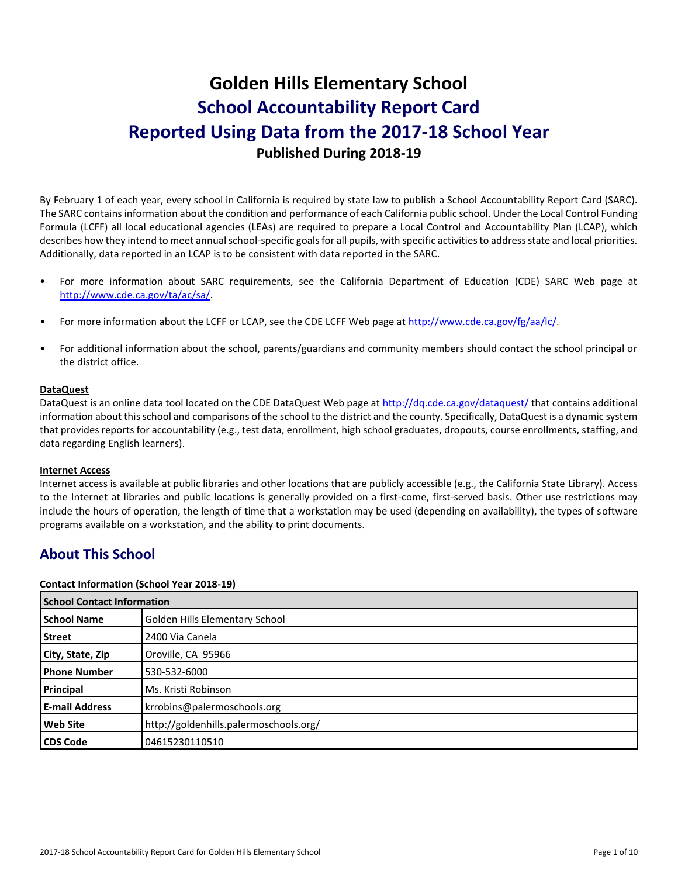# Golden Hills Elementary School

## School Accountability Report Card

## Reported Using Data from the 2017-18 School Year

### Published During 2018-19

By February 1 of each year, every school in California is required by state law to publish a School Accountability Report Card (SARC). The SARC contains information about the condition and performance of each California public school. Under the Local Control Funding Formula (LCFF) all local educational agencies (LEAs) are required to prepare a Local Control and Accountability Plan (LCAP), which describes how they intend to meet annual school-specific goals for all pupils, with specific activities to address state and local priorities. Additionally, data reported in an LCAP is to be consistent with data reported in the SARC.

- For more information about SARC requirements, see the California Department of Education (CDE) SARC Web page at http://www.cde.ca.gov/ta/ac/sa/.
- For more information about the LCFF or LCAP, see the CDE LCFF Web page at http://www.cde.ca.gov/fg/aa/lc/.
- For additional information about the school, parents/guardians and community members should contact the school principal or the district office.

**DataQuest**

DataQuest is an online data tool located on the CDE DataQuest Web page at http://dq.cde.ca.gov/dataquest/ that contains additional information about this school and comparisons of the school to the district and the county. Specifically, DataQuest is a dynamic system that provides reports for accountability (e.g., test data, enrollment, high school graduates, dropouts, course enrollments, staffing, and data regarding English learners).

**Internet Access**

Internet access is available at public libraries and other locations that are publicly accessible (e.g., the California State Library). Access to the Internet at libraries and public locations is generally provided on a first-come, first-served basis. Other use restrictions may include the hours of operation, the length of time that a workstation may be used (depending on availability), the types of software programs available on a workstation, and the ability to print documents.

## About This School

**Contact Information (School Year 2018-19)**

| School Contact Information | |
|---|---|
| **School Name** | Golden Hills Elementary School |
| **Street** | 2400 Via Canela |
| **City, State, Zip** | Oroville, CA 95966 |
| **Phone Number** | 530-532-6000 |
| **Principal** | Ms. Kristi Robinson |
| **E-mail Address** | krrobins@palermoschools.org |
| **Web Site** | http://goldenhills.palermoschools.org/ |
| **CDS Code** | 04615230110510 |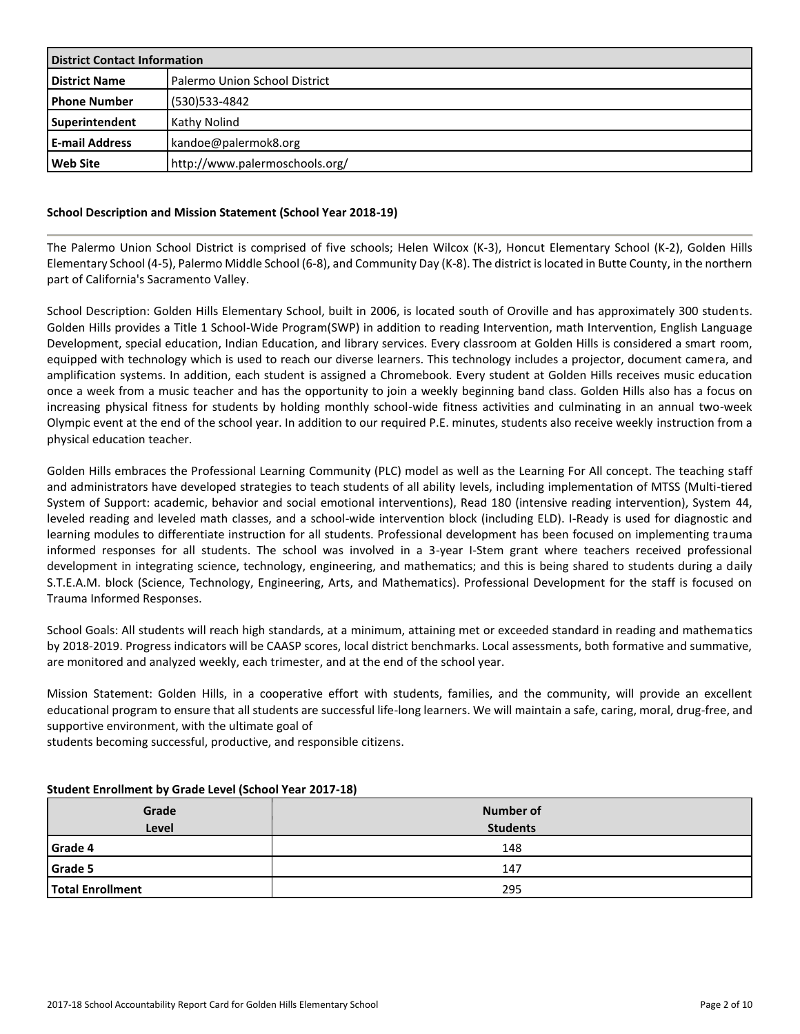| District Contact Information | |
|---|---|
| **District Name** | Palermo Union School District |
| **Phone Number** | (530)533-4842 |
| **Superintendent** | Kathy Nolind |
| **E-mail Address** | kandoe@palermok8.org |
| **Web Site** | http://www.palermoschools.org/ |

### School Description and Mission Statement (School Year 2018-19)

The Palermo Union School District is comprised of five schools; Helen Wilcox (K-3), Honcut Elementary School (K-2), Golden Hills Elementary School (4-5), Palermo Middle School (6-8), and Community Day (K-8). The district is located in Butte County, in the northern part of California's Sacramento Valley.

School Description: Golden Hills Elementary School, built in 2006, is located south of Oroville and has approximately 300 students. Golden Hills provides a Title 1 School-Wide Program(SWP) in addition to reading Intervention, math Intervention, English Language Development, special education, Indian Education, and library services. Every classroom at Golden Hills is considered a smart room, equipped with technology which is used to reach our diverse learners. This technology includes a projector, document camera, and amplification systems. In addition, each student is assigned a Chromebook. Every student at Golden Hills receives music education once a week from a music teacher and has the opportunity to join a weekly beginning band class. Golden Hills also has a focus on increasing physical fitness for students by holding monthly school-wide fitness activities and culminating in an annual two-week Olympic event at the end of the school year. In addition to our required P.E. minutes, students also receive weekly instruction from a physical education teacher.

Golden Hills embraces the Professional Learning Community (PLC) model as well as the Learning For All concept. The teaching staff and administrators have developed strategies to teach students of all ability levels, including implementation of MTSS (Multi-tiered System of Support: academic, behavior and social emotional interventions), Read 180 (intensive reading intervention), System 44, leveled reading and leveled math classes, and a school-wide intervention block (including ELD). I-Ready is used for diagnostic and learning modules to differentiate instruction for all students. Professional development has been focused on implementing trauma informed responses for all students. The school was involved in a 3-year I-Stem grant where teachers received professional development in integrating science, technology, engineering, and mathematics; and this is being shared to students during a daily S.T.E.A.M. block (Science, Technology, Engineering, Arts, and Mathematics). Professional Development for the staff is focused on Trauma Informed Responses.

School Goals: All students will reach high standards, at a minimum, attaining met or exceeded standard in reading and mathematics by 2018-2019. Progress indicators will be CAASP scores, local district benchmarks. Local assessments, both formative and summative, are monitored and analyzed weekly, each trimester, and at the end of the school year.

Mission Statement: Golden Hills, in a cooperative effort with students, families, and the community, will provide an excellent educational program to ensure that all students are successful life-long learners. We will maintain a safe, caring, moral, drug-free, and supportive environment, with the ultimate goal of
students becoming successful, productive, and responsible citizens.

### Student Enrollment by Grade Level (School Year 2017-18)

| Grade Level | Number of Students |
|---|---|
| **Grade 4** | 148 |
| **Grade 5** | 147 |
| **Total Enrollment** | 295 |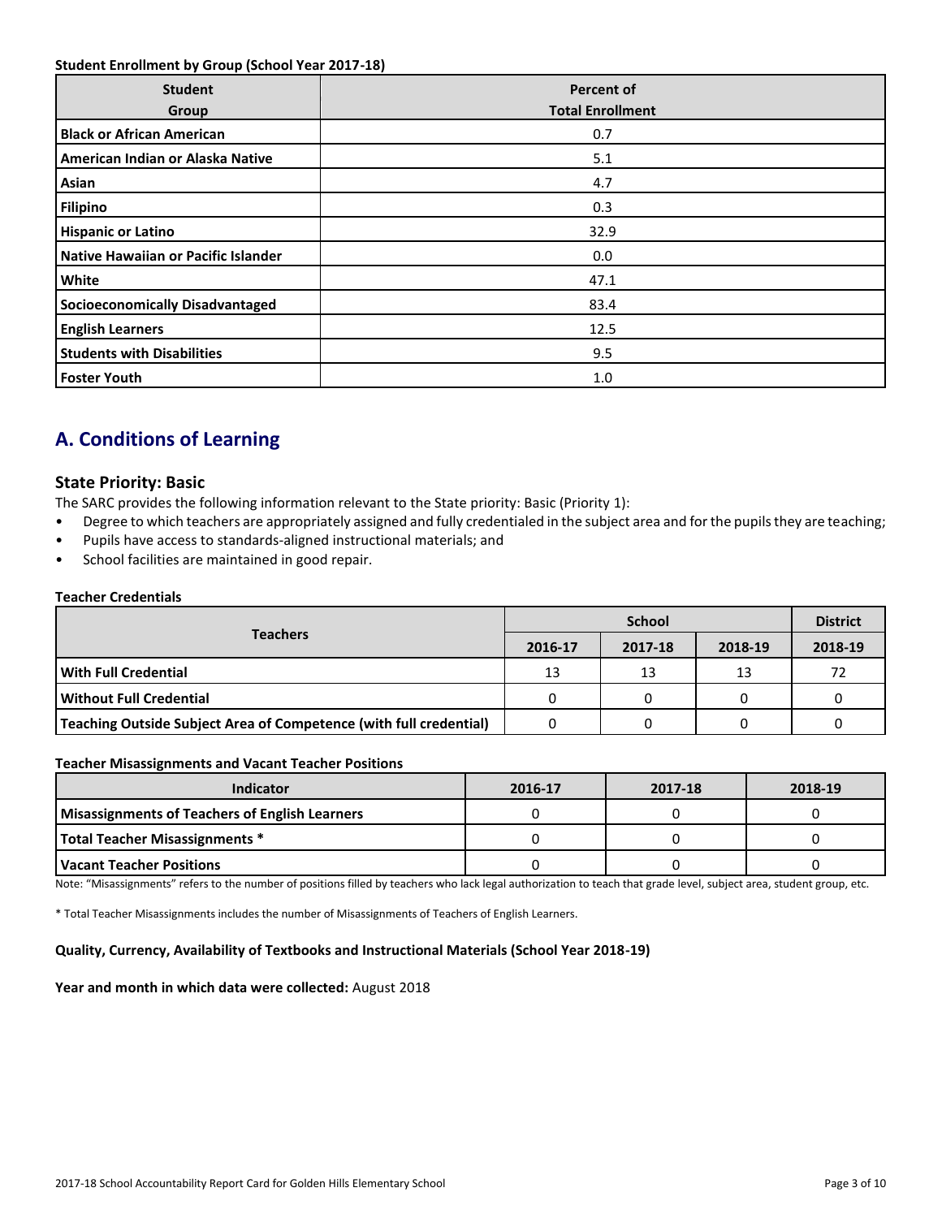**Student Enrollment by Group (School Year 2017-18)**

| Student Group | Percent of Total Enrollment |
|---|---|
| **Black or African American** | 0.7 |
| **American Indian or Alaska Native** | 5.1 |
| **Asian** | 4.7 |
| **Filipino** | 0.3 |
| **Hispanic or Latino** | 32.9 |
| **Native Hawaiian or Pacific Islander** | 0.0 |
| **White** | 47.1 |
| **Socioeconomically Disadvantaged** | 83.4 |
| **English Learners** | 12.5 |
| **Students with Disabilities** | 9.5 |
| **Foster Youth** | 1.0 |

## A. Conditions of Learning

### State Priority: Basic

The SARC provides the following information relevant to the State priority: Basic (Priority 1):

- Degree to which teachers are appropriately assigned and fully credentialed in the subject area and for the pupils they are teaching;
- Pupils have access to standards-aligned instructional materials; and
- School facilities are maintained in good repair.

**Teacher Credentials**

| Teachers | School | | | District |
|---|---|---|---|---|
| | 2016-17 | 2017-18 | 2018-19 | 2018-19 |
| **With Full Credential** | 13 | 13 | 13 | 72 |
| **Without Full Credential** | 0 | 0 | 0 | 0 |
| **Teaching Outside Subject Area of Competence (with full credential)** | 0 | 0 | 0 | 0 |

**Teacher Misassignments and Vacant Teacher Positions**

| Indicator | 2016-17 | 2017-18 | 2018-19 |
|---|---|---|---|
| **Misassignments of Teachers of English Learners** | 0 | 0 | 0 |
| **Total Teacher Misassignments *** | 0 | 0 | 0 |
| **Vacant Teacher Positions** | 0 | 0 | 0 |

Note: "Misassignments" refers to the number of positions filled by teachers who lack legal authorization to teach that grade level, subject area, student group, etc.

* Total Teacher Misassignments includes the number of Misassignments of Teachers of English Learners.

**Quality, Currency, Availability of Textbooks and Instructional Materials (School Year 2018-19)**

**Year and month in which data were collected:** August 2018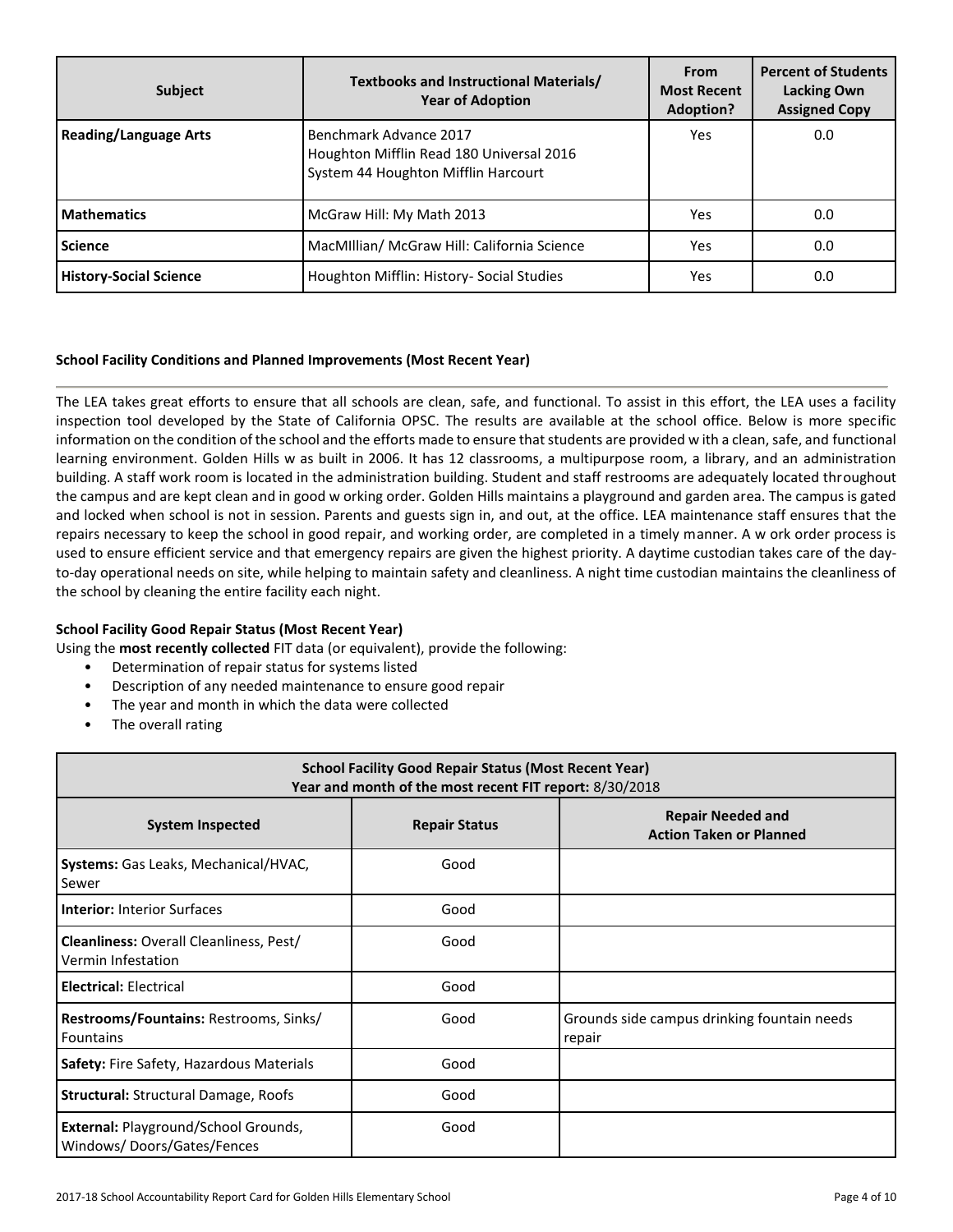| Subject | Textbooks and Instructional Materials/ Year of Adoption | From Most Recent Adoption? | Percent of Students Lacking Own Assigned Copy |
|---|---|---|---|
| **Reading/Language Arts** | Benchmark Advance 2017<br>Houghton Mifflin Read 180 Universal 2016<br>System 44 Houghton Mifflin Harcourt | Yes | 0.0 |
| **Mathematics** | McGraw Hill: My Math 2013 | Yes | 0.0 |
| **Science** | MacMIllian/ McGraw Hill: California Science | Yes | 0.0 |
| **History-Social Science** | Houghton Mifflin: History- Social Studies | Yes | 0.0 |

### School Facility Conditions and Planned Improvements (Most Recent Year)

The LEA takes great efforts to ensure that all schools are clean, safe, and functional. To assist in this effort, the LEA uses a facility inspection tool developed by the State of California OPSC. The results are available at the school office. Below is more specific information on the condition of the school and the efforts made to ensure that students are provided w ith a clean, safe, and functional learning environment. Golden Hills w as built in 2006. It has 12 classrooms, a multipurpose room, a library, and an administration building. A staff work room is located in the administration building. Student and staff restrooms are adequately located throughout the campus and are kept clean and in good w orking order. Golden Hills maintains a playground and garden area. The campus is gated and locked when school is not in session. Parents and guests sign in, and out, at the office. LEA maintenance staff ensures that the repairs necessary to keep the school in good repair, and working order, are completed in a timely manner. A w ork order process is used to ensure efficient service and that emergency repairs are given the highest priority. A daytime custodian takes care of the day-to-day operational needs on site, while helping to maintain safety and cleanliness. A night time custodian maintains the cleanliness of the school by cleaning the entire facility each night.

### School Facility Good Repair Status (Most Recent Year)

Using the **most recently collected** FIT data (or equivalent), provide the following:

- Determination of repair status for systems listed
- Description of any needed maintenance to ensure good repair
- The year and month in which the data were collected
- The overall rating

| School Facility Good Repair Status (Most Recent Year)<br>Year and month of the most recent FIT report: 8/30/2018 | | |
|---|---|---|
| **System Inspected** | **Repair Status** | **Repair Needed and Action Taken or Planned** |
| **Systems:** Gas Leaks, Mechanical/HVAC, Sewer | Good | |
| **Interior:** Interior Surfaces | Good | |
| **Cleanliness:** Overall Cleanliness, Pest/ Vermin Infestation | Good | |
| **Electrical:** Electrical | Good | |
| **Restrooms/Fountains:** Restrooms, Sinks/ Fountains | Good | Grounds side campus drinking fountain needs repair |
| **Safety:** Fire Safety, Hazardous Materials | Good | |
| **Structural:** Structural Damage, Roofs | Good | |
| **External:** Playground/School Grounds, Windows/ Doors/Gates/Fences | Good | |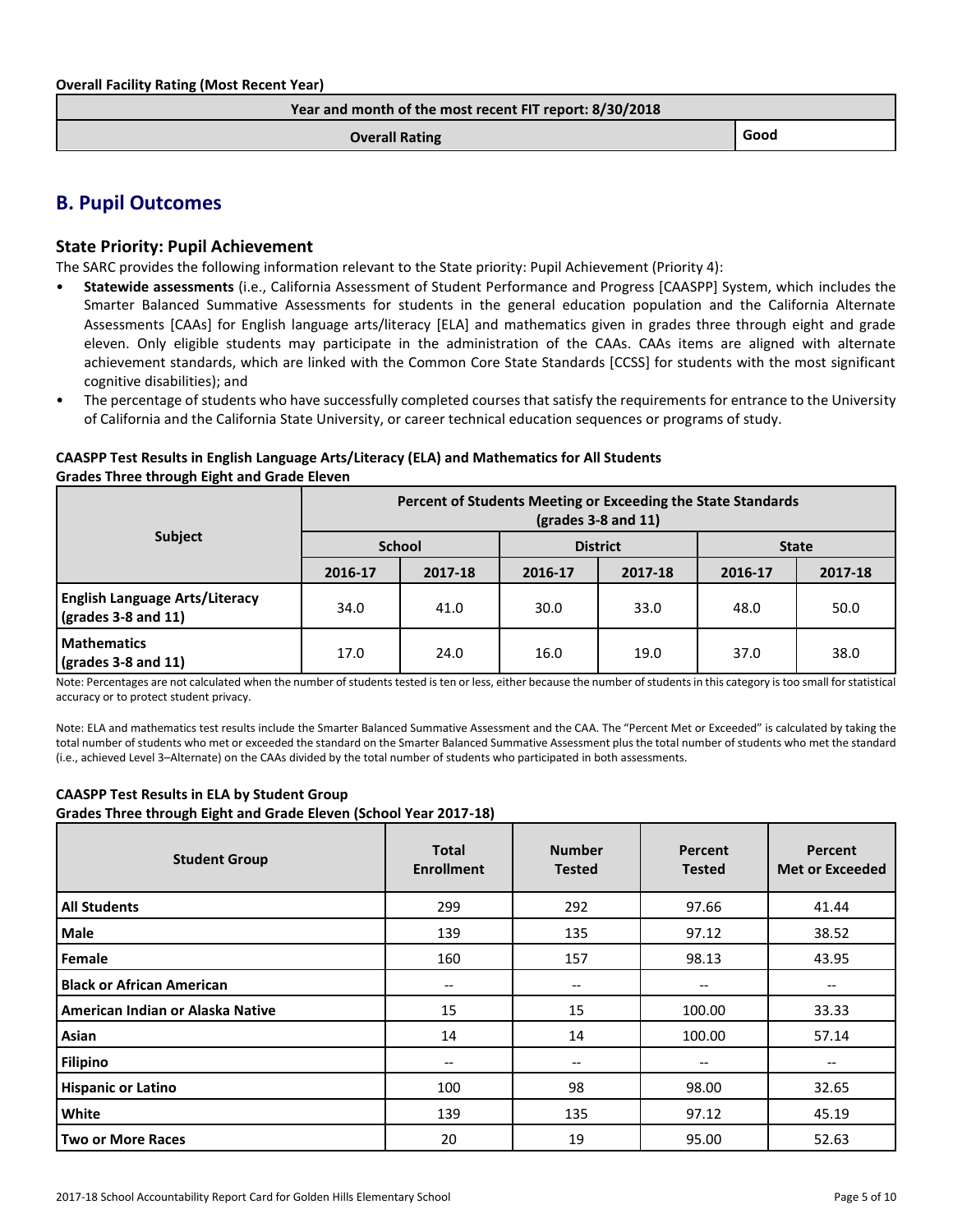**Overall Facility Rating (Most Recent Year)**

| Year and month of the most recent FIT report: 8/30/2018 | |
|---|---|
| Overall Rating | Good |

## B. Pupil Outcomes

### State Priority: Pupil Achievement

The SARC provides the following information relevant to the State priority: Pupil Achievement (Priority 4):

- **Statewide assessments** (i.e., California Assessment of Student Performance and Progress [CAASPP] System, which includes the Smarter Balanced Summative Assessments for students in the general education population and the California Alternate Assessments [CAAs] for English language arts/literacy [ELA] and mathematics given in grades three through eight and grade eleven. Only eligible students may participate in the administration of the CAAs. CAAs items are aligned with alternate achievement standards, which are linked with the Common Core State Standards [CCSS] for students with the most significant cognitive disabilities); and
- The percentage of students who have successfully completed courses that satisfy the requirements for entrance to the University of California and the California State University, or career technical education sequences or programs of study.

**CAASPP Test Results in English Language Arts/Literacy (ELA) and Mathematics for All Students**
**Grades Three through Eight and Grade Eleven**

| Subject | Percent of Students Meeting or Exceeding the State Standards (grades 3-8 and 11) | | | | | |
|---|---|---|---|---|---|---|
| | School | | District | | State | |
| | 2016-17 | 2017-18 | 2016-17 | 2017-18 | 2016-17 | 2017-18 |
| English Language Arts/Literacy (grades 3-8 and 11) | 34.0 | 41.0 | 30.0 | 33.0 | 48.0 | 50.0 |
| Mathematics (grades 3-8 and 11) | 17.0 | 24.0 | 16.0 | 19.0 | 37.0 | 38.0 |

Note: Percentages are not calculated when the number of students tested is ten or less, either because the number of students in this category is too small for statistical accuracy or to protect student privacy.

Note: ELA and mathematics test results include the Smarter Balanced Summative Assessment and the CAA. The "Percent Met or Exceeded" is calculated by taking the total number of students who met or exceeded the standard on the Smarter Balanced Summative Assessment plus the total number of students who met the standard (i.e., achieved Level 3–Alternate) on the CAAs divided by the total number of students who participated in both assessments.

**CAASPP Test Results in ELA by Student Group**
**Grades Three through Eight and Grade Eleven (School Year 2017-18)**

| Student Group | Total Enrollment | Number Tested | Percent Tested | Percent Met or Exceeded |
|---|---|---|---|---|
| All Students | 299 | 292 | 97.66 | 41.44 |
| Male | 139 | 135 | 97.12 | 38.52 |
| Female | 160 | 157 | 98.13 | 43.95 |
| Black or African American | -- | -- | -- | -- |
| American Indian or Alaska Native | 15 | 15 | 100.00 | 33.33 |
| Asian | 14 | 14 | 100.00 | 57.14 |
| Filipino | -- | -- | -- | -- |
| Hispanic or Latino | 100 | 98 | 98.00 | 32.65 |
| White | 139 | 135 | 97.12 | 45.19 |
| Two or More Races | 20 | 19 | 95.00 | 52.63 |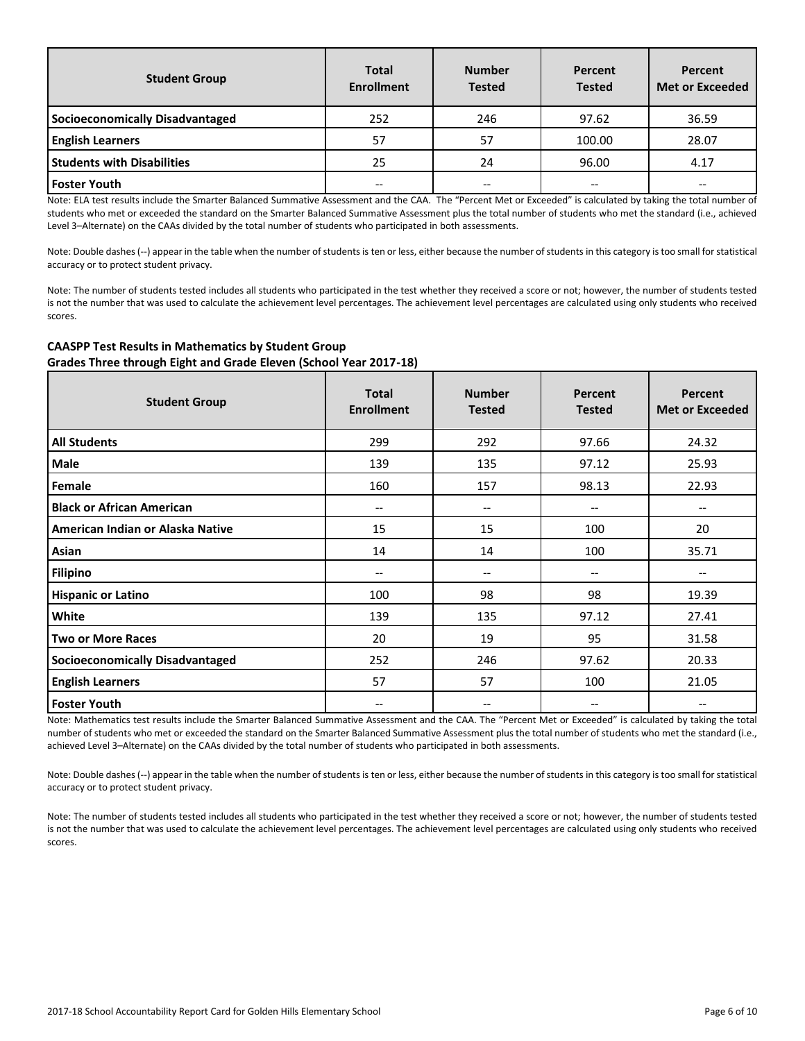| Student Group | Total Enrollment | Number Tested | Percent Tested | Percent Met or Exceeded |
|---|---|---|---|---|
| Socioeconomically Disadvantaged | 252 | 246 | 97.62 | 36.59 |
| English Learners | 57 | 57 | 100.00 | 28.07 |
| Students with Disabilities | 25 | 24 | 96.00 | 4.17 |
| Foster Youth | -- | -- | -- | -- |

Note: ELA test results include the Smarter Balanced Summative Assessment and the CAA. The "Percent Met or Exceeded" is calculated by taking the total number of students who met or exceeded the standard on the Smarter Balanced Summative Assessment plus the total number of students who met the standard (i.e., achieved Level 3–Alternate) on the CAAs divided by the total number of students who participated in both assessments.

Note: Double dashes (--) appear in the table when the number of students is ten or less, either because the number of students in this category is too small for statistical accuracy or to protect student privacy.

Note: The number of students tested includes all students who participated in the test whether they received a score or not; however, the number of students tested is not the number that was used to calculate the achievement level percentages. The achievement level percentages are calculated using only students who received scores.

**CAASPP Test Results in Mathematics by Student Group**
**Grades Three through Eight and Grade Eleven (School Year 2017-18)**

| Student Group | Total Enrollment | Number Tested | Percent Tested | Percent Met or Exceeded |
|---|---|---|---|---|
| All Students | 299 | 292 | 97.66 | 24.32 |
| Male | 139 | 135 | 97.12 | 25.93 |
| Female | 160 | 157 | 98.13 | 22.93 |
| Black or African American | -- | -- | -- | -- |
| American Indian or Alaska Native | 15 | 15 | 100 | 20 |
| Asian | 14 | 14 | 100 | 35.71 |
| Filipino | -- | -- | -- | -- |
| Hispanic or Latino | 100 | 98 | 98 | 19.39 |
| White | 139 | 135 | 97.12 | 27.41 |
| Two or More Races | 20 | 19 | 95 | 31.58 |
| Socioeconomically Disadvantaged | 252 | 246 | 97.62 | 20.33 |
| English Learners | 57 | 57 | 100 | 21.05 |
| Foster Youth | -- | -- | -- | -- |

Note: Mathematics test results include the Smarter Balanced Summative Assessment and the CAA. The "Percent Met or Exceeded" is calculated by taking the total number of students who met or exceeded the standard on the Smarter Balanced Summative Assessment plus the total number of students who met the standard (i.e., achieved Level 3–Alternate) on the CAAs divided by the total number of students who participated in both assessments.

Note: Double dashes (--) appear in the table when the number of students is ten or less, either because the number of students in this category is too small for statistical accuracy or to protect student privacy.

Note: The number of students tested includes all students who participated in the test whether they received a score or not; however, the number of students tested is not the number that was used to calculate the achievement level percentages. The achievement level percentages are calculated using only students who received scores.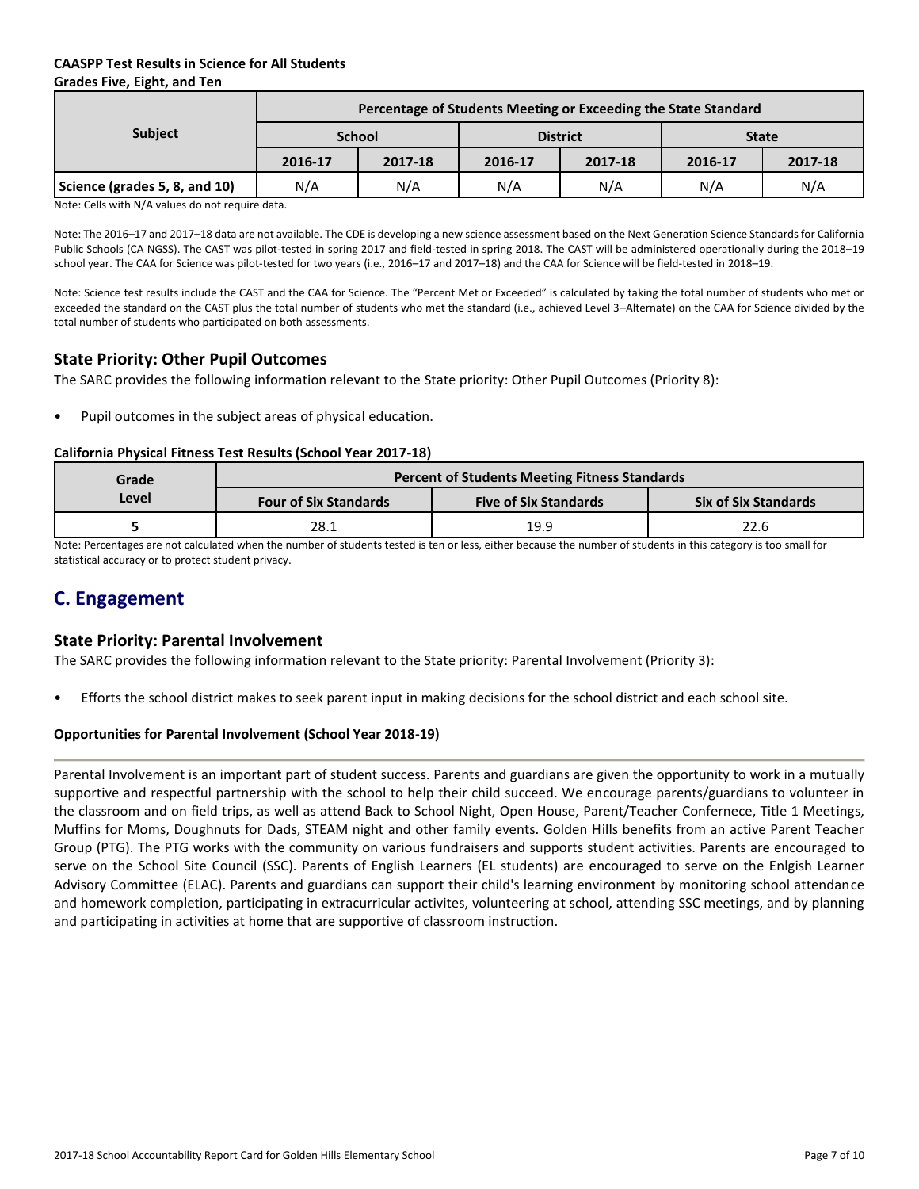**CAASPP Test Results in Science for All Students**
**Grades Five, Eight, and Ten**

| Subject | Percentage of Students Meeting or Exceeding the State Standard | | | | | |
|---|---|---|---|---|---|---|
| | School | | District | | State | |
| | 2016-17 | 2017-18 | 2016-17 | 2017-18 | 2016-17 | 2017-18 |
| **Science (grades 5, 8, and 10)** | N/A | N/A | N/A | N/A | N/A | N/A |

Note: Cells with N/A values do not require data.

Note: The 2016–17 and 2017–18 data are not available. The CDE is developing a new science assessment based on the Next Generation Science Standards for California Public Schools (CA NGSS). The CAST was pilot-tested in spring 2017 and field-tested in spring 2018. The CAST will be administered operationally during the 2018–19 school year. The CAA for Science was pilot-tested for two years (i.e., 2016–17 and 2017–18) and the CAA for Science will be field-tested in 2018–19.

Note: Science test results include the CAST and the CAA for Science. The "Percent Met or Exceeded" is calculated by taking the total number of students who met or exceeded the standard on the CAST plus the total number of students who met the standard (i.e., achieved Level 3–Alternate) on the CAA for Science divided by the total number of students who participated on both assessments.

## State Priority: Other Pupil Outcomes

The SARC provides the following information relevant to the State priority: Other Pupil Outcomes (Priority 8):

- Pupil outcomes in the subject areas of physical education.

**California Physical Fitness Test Results (School Year 2017-18)**

| Grade Level | Percent of Students Meeting Fitness Standards | | |
|---|---|---|---|
| | Four of Six Standards | Five of Six Standards | Six of Six Standards |
| **5** | 28.1 | 19.9 | 22.6 |

Note: Percentages are not calculated when the number of students tested is ten or less, either because the number of students in this category is too small for statistical accuracy or to protect student privacy.

# C. Engagement

## State Priority: Parental Involvement

The SARC provides the following information relevant to the State priority: Parental Involvement (Priority 3):

- Efforts the school district makes to seek parent input in making decisions for the school district and each school site.

**Opportunities for Parental Involvement (School Year 2018-19)**

Parental Involvement is an important part of student success. Parents and guardians are given the opportunity to work in a mutually supportive and respectful partnership with the school to help their child succeed. We encourage parents/guardians to volunteer in the classroom and on field trips, as well as attend Back to School Night, Open House, Parent/Teacher Confernece, Title 1 Meetings, Muffins for Moms, Doughnuts for Dads, STEAM night and other family events. Golden Hills benefits from an active Parent Teacher Group (PTG). The PTG works with the community on various fundraisers and supports student activities. Parents are encouraged to serve on the School Site Council (SSC). Parents of English Learners (EL students) are encouraged to serve on the Enlgish Learner Advisory Committee (ELAC). Parents and guardians can support their child's learning environment by monitoring school attendance and homework completion, participating in extracurricular activites, volunteering at school, attending SSC meetings, and by planning and participating in activities at home that are supportive of classroom instruction.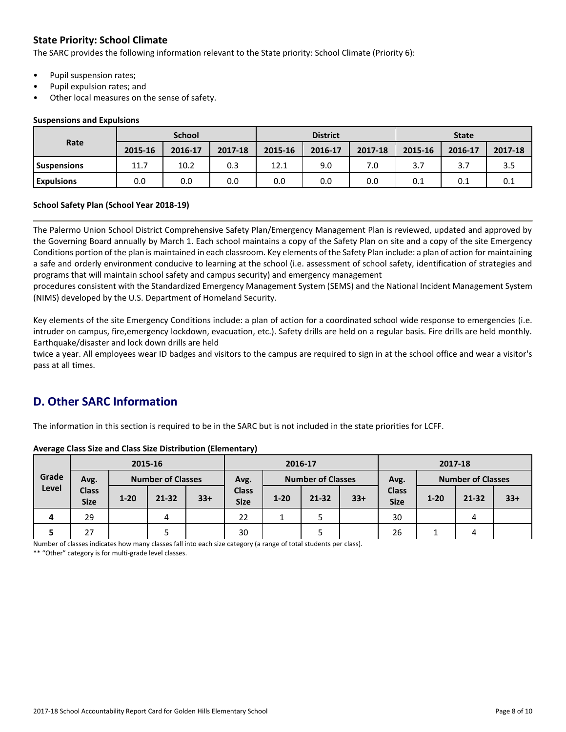## State Priority: School Climate

The SARC provides the following information relevant to the State priority: School Climate (Priority 6):

- Pupil suspension rates;
- Pupil expulsion rates; and
- Other local measures on the sense of safety.

### Suspensions and Expulsions

| Rate | School | | | District | | | State | | |
|---|---|---|---|---|---|---|---|---|---|
| | 2015-16 | 2016-17 | 2017-18 | 2015-16 | 2016-17 | 2017-18 | 2015-16 | 2016-17 | 2017-18 |
| **Suspensions** | 11.7 | 10.2 | 0.3 | 12.1 | 9.0 | 7.0 | 3.7 | 3.7 | 3.5 |
| **Expulsions** | 0.0 | 0.0 | 0.0 | 0.0 | 0.0 | 0.0 | 0.1 | 0.1 | 0.1 |

### School Safety Plan (School Year 2018-19)

The Palermo Union School District Comprehensive Safety Plan/Emergency Management Plan is reviewed, updated and approved by the Governing Board annually by March 1. Each school maintains a copy of the Safety Plan on site and a copy of the site Emergency Conditions portion of the plan is maintained in each classroom. Key elements of the Safety Plan include: a plan of action for maintaining a safe and orderly environment conducive to learning at the school (i.e. assessment of school safety, identification of strategies and programs that will maintain school safety and campus security) and emergency management procedures consistent with the Standardized Emergency Management System (SEMS) and the National Incident Management System (NIMS) developed by the U.S. Department of Homeland Security.

Key elements of the site Emergency Conditions include: a plan of action for a coordinated school wide response to emergencies (i.e. intruder on campus, fire,emergency lockdown, evacuation, etc.). Safety drills are held on a regular basis. Fire drills are held monthly. Earthquake/disaster and lock down drills are held twice a year. All employees wear ID badges and visitors to the campus are required to sign in at the school office and wear a visitor's pass at all times.

## D. Other SARC Information

The information in this section is required to be in the SARC but is not included in the state priorities for LCFF.

### Average Class Size and Class Size Distribution (Elementary)

| Grade Level | 2015-16 | | | | 2016-17 | | | | 2017-18 | | | |
|---|---|---|---|---|---|---|---|---|---|---|---|---|
| | Avg. Class Size | Number of Classes | | | Avg. Class Size | Number of Classes | | | Avg. Class Size | Number of Classes | | |
| | | 1-20 | 21-32 | 33+ | | 1-20 | 21-32 | 33+ | | 1-20 | 21-32 | 33+ |
| **4** | 29 | | 4 | | 22 | 1 | 5 | | 30 | | 4 | |
| **5** | 27 | | 5 | | 30 | | 5 | | 26 | 1 | 4 | |

Number of classes indicates how many classes fall into each size category (a range of total students per class).

** "Other" category is for multi-grade level classes.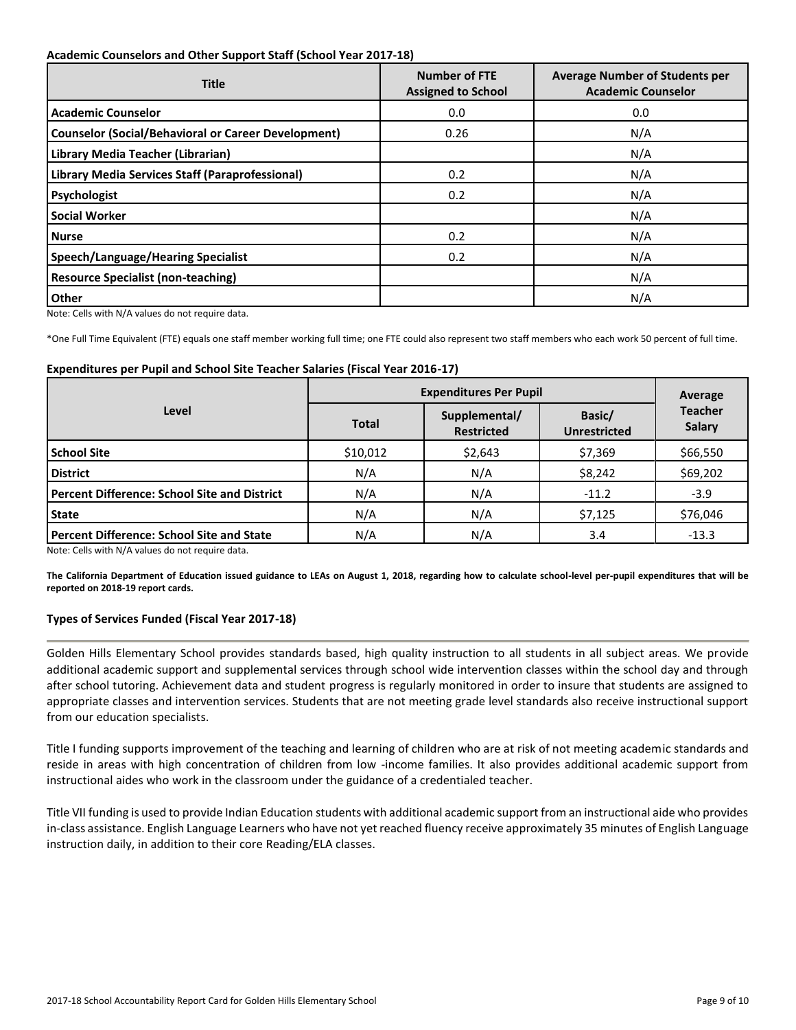**Academic Counselors and Other Support Staff (School Year 2017-18)**

| Title | Number of FTE Assigned to School | Average Number of Students per Academic Counselor |
|---|---|---|
| Academic Counselor | 0.0 | 0.0 |
| Counselor (Social/Behavioral or Career Development) | 0.26 | N/A |
| Library Media Teacher (Librarian) | | N/A |
| Library Media Services Staff (Paraprofessional) | 0.2 | N/A |
| Psychologist | 0.2 | N/A |
| Social Worker | | N/A |
| Nurse | 0.2 | N/A |
| Speech/Language/Hearing Specialist | 0.2 | N/A |
| Resource Specialist (non-teaching) | | N/A |
| Other | | N/A |

Note: Cells with N/A values do not require data.

*One Full Time Equivalent (FTE) equals one staff member working full time; one FTE could also represent two staff members who each work 50 percent of full time.

**Expenditures per Pupil and School Site Teacher Salaries (Fiscal Year 2016-17)**

| Level | Expenditures Per Pupil | | | Average Teacher Salary |
|---|---|---|---|---|
| | Total | Supplemental/ Restricted | Basic/ Unrestricted | |
| School Site | $10,012 | $2,643 | $7,369 | $66,550 |
| District | N/A | N/A | $8,242 | $69,202 |
| Percent Difference: School Site and District | N/A | N/A | -11.2 | -3.9 |
| State | N/A | N/A | $7,125 | $76,046 |
| Percent Difference: School Site and State | N/A | N/A | 3.4 | -13.3 |

Note: Cells with N/A values do not require data.

**The California Department of Education issued guidance to LEAs on August 1, 2018, regarding how to calculate school-level per-pupil expenditures that will be reported on 2018-19 report cards.**

**Types of Services Funded (Fiscal Year 2017-18)**

Golden Hills Elementary School provides standards based, high quality instruction to all students in all subject areas. We provide additional academic support and supplemental services through school wide intervention classes within the school day and through after school tutoring. Achievement data and student progress is regularly monitored in order to insure that students are assigned to appropriate classes and intervention services. Students that are not meeting grade level standards also receive instructional support from our education specialists.

Title I funding supports improvement of the teaching and learning of children who are at risk of not meeting academic standards and reside in areas with high concentration of children from low -income families. It also provides additional academic support from instructional aides who work in the classroom under the guidance of a credentialed teacher.

Title VII funding is used to provide Indian Education students with additional academic support from an instructional aide who provides in-class assistance. English Language Learners who have not yet reached fluency receive approximately 35 minutes of English Language instruction daily, in addition to their core Reading/ELA classes.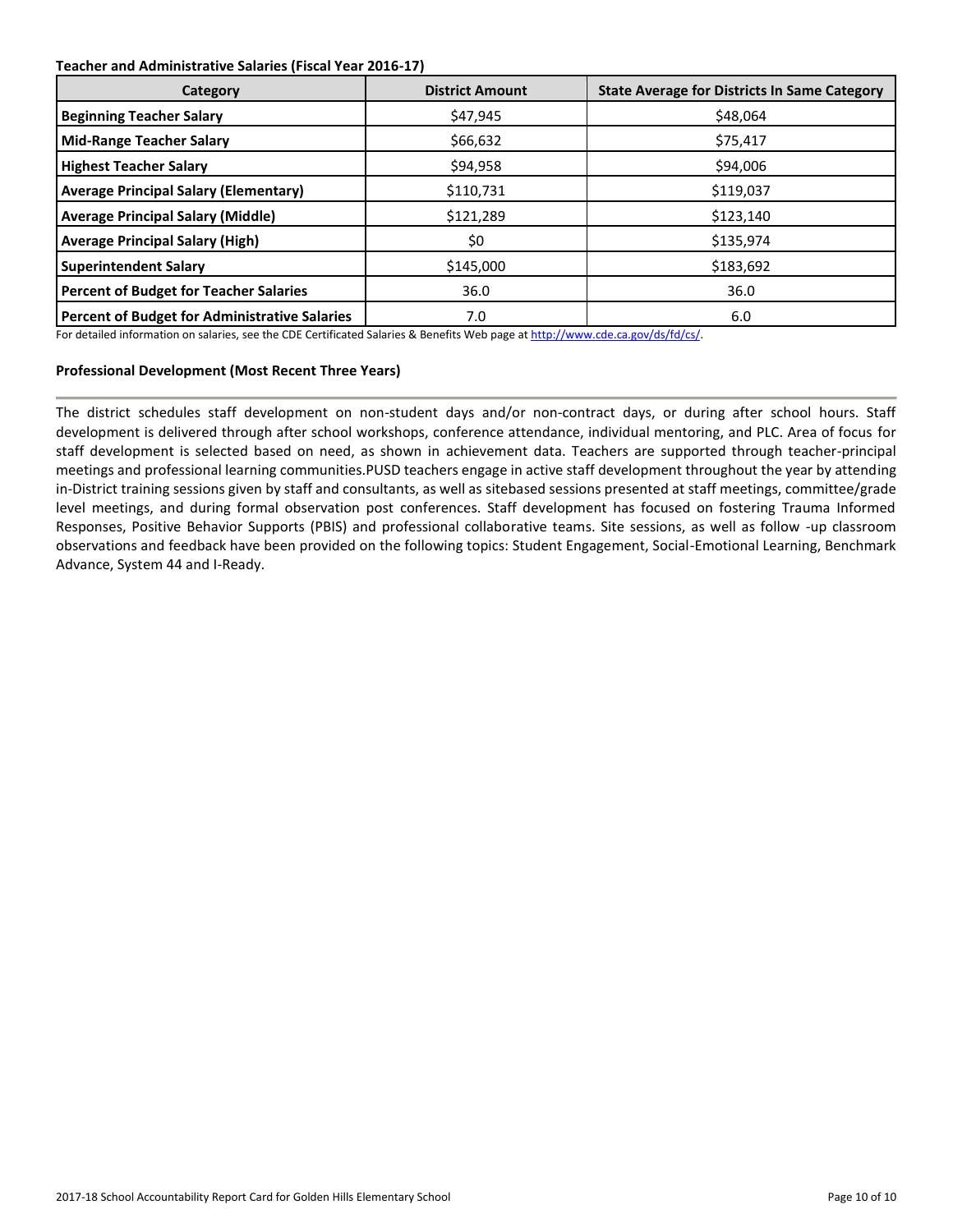**Teacher and Administrative Salaries (Fiscal Year 2016-17)**

| Category | District Amount | State Average for Districts In Same Category |
|---|---|---|
| **Beginning Teacher Salary** | $47,945 | $48,064 |
| **Mid-Range Teacher Salary** | $66,632 | $75,417 |
| **Highest Teacher Salary** | $94,958 | $94,006 |
| **Average Principal Salary (Elementary)** | $110,731 | $119,037 |
| **Average Principal Salary (Middle)** | $121,289 | $123,140 |
| **Average Principal Salary (High)** | $0 | $135,974 |
| **Superintendent Salary** | $145,000 | $183,692 |
| **Percent of Budget for Teacher Salaries** | 36.0 | 36.0 |
| **Percent of Budget for Administrative Salaries** | 7.0 | 6.0 |

For detailed information on salaries, see the CDE Certificated Salaries & Benefits Web page at http://www.cde.ca.gov/ds/fd/cs/.

**Professional Development (Most Recent Three Years)**

The district schedules staff development on non-student days and/or non-contract days, or during after school hours. Staff development is delivered through after school workshops, conference attendance, individual mentoring, and PLC. Area of focus for staff development is selected based on need, as shown in achievement data. Teachers are supported through teacher-principal meetings and professional learning communities.PUSD teachers engage in active staff development throughout the year by attending in-District training sessions given by staff and consultants, as well as sitebased sessions presented at staff meetings, committee/grade level meetings, and during formal observation post conferences. Staff development has focused on fostering Trauma Informed Responses, Positive Behavior Supports (PBIS) and professional collaborative teams. Site sessions, as well as follow -up classroom observations and feedback have been provided on the following topics: Student Engagement, Social-Emotional Learning, Benchmark Advance, System 44 and I-Ready.